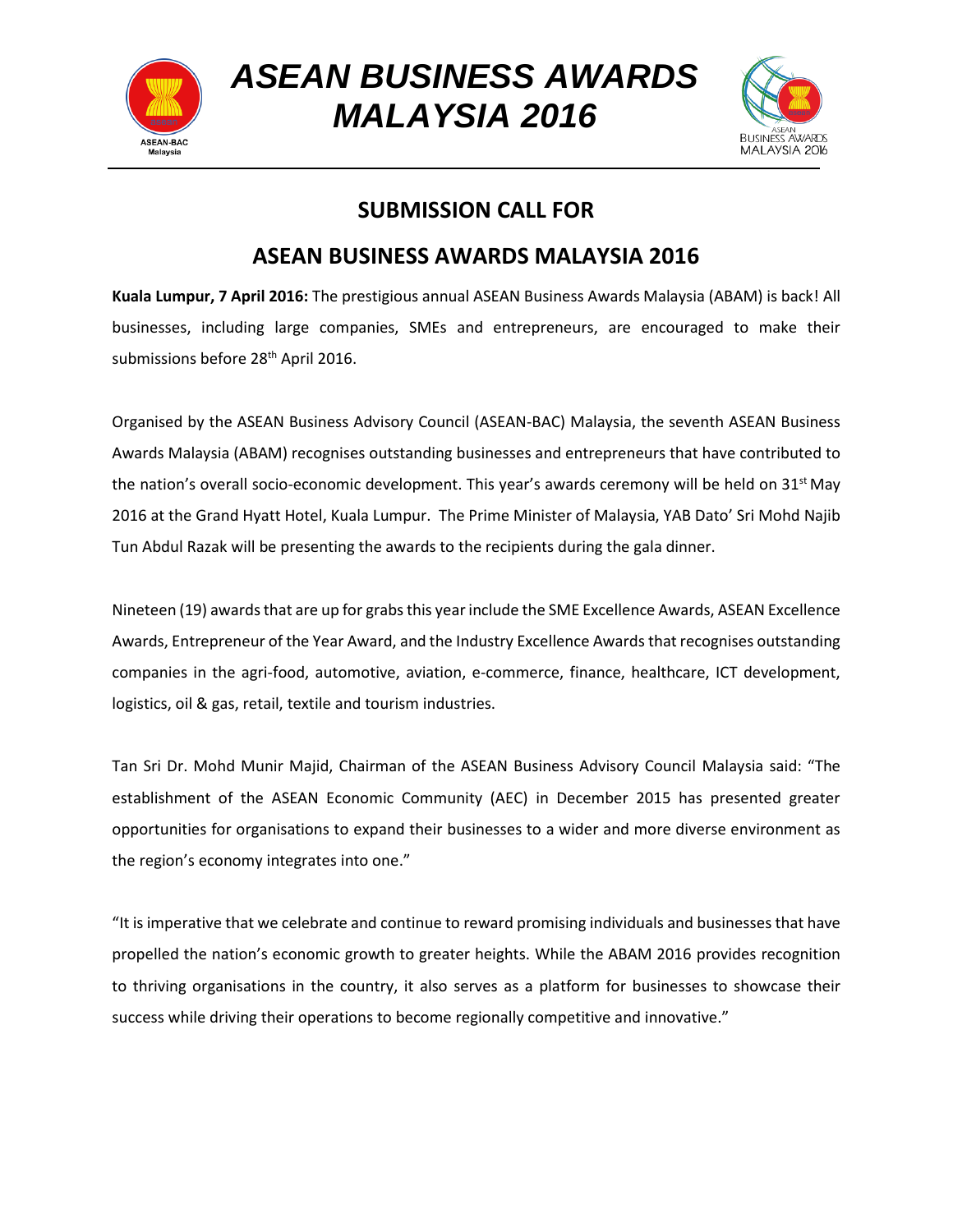# ASEAN BUSINESS AWARDS MALAYSIA 2016

## SUBMISSION CALL FOR

## ASEAN BUSINESS AWARDS MALAYSIA 2016

**Kuala Lumpur, 7 April 2016:** The prestigious annual ASEAN Business Awards Malaysia (ABAM) is back! All businesses, including large companies, SMEs and entrepreneurs, are encouraged to make their submissions before 28th April 2016.

Organised by the ASEAN Business Advisory Council (ASEAN-BAC) Malaysia, the seventh ASEAN Business Awards Malaysia (ABAM) recognises outstanding businesses and entrepreneurs that have contributed to the nation's overall socio-economic development. This year's awards ceremony will be held on 31st May 2016 at the Grand Hyatt Hotel, Kuala Lumpur. The Prime Minister of Malaysia, YAB Dato' Sri Mohd Najib Tun Abdul Razak will be presenting the awards to the recipients during the gala dinner.

Nineteen (19) awards that are up for grabs this year include the SME Excellence Awards, ASEAN Excellence Awards, Entrepreneur of the Year Award, and the Industry Excellence Awards that recognises outstanding companies in the agri-food, automotive, aviation, e-commerce, finance, healthcare, ICT development, logistics, oil & gas, retail, textile and tourism industries.

Tan Sri Dr. Mohd Munir Majid, Chairman of the ASEAN Business Advisory Council Malaysia said: "The establishment of the ASEAN Economic Community (AEC) in December 2015 has presented greater opportunities for organisations to expand their businesses to a wider and more diverse environment as the region's economy integrates into one."

"It is imperative that we celebrate and continue to reward promising individuals and businesses that have propelled the nation's economic growth to greater heights. While the ABAM 2016 provides recognition to thriving organisations in the country, it also serves as a platform for businesses to showcase their success while driving their operations to become regionally competitive and innovative."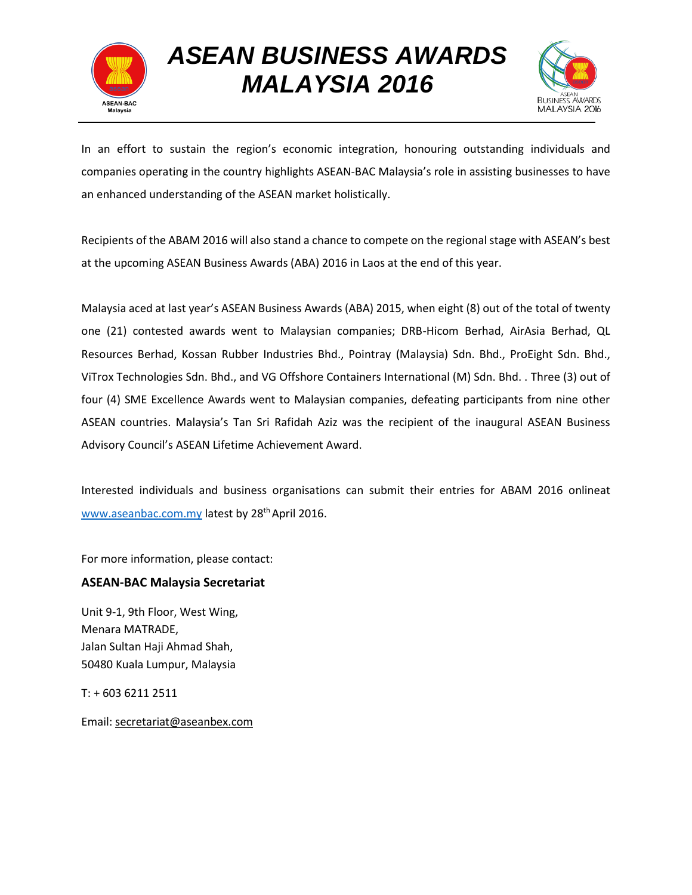# ASEAN BUSINESS AWARDS MALAYSIA 2016

In an effort to sustain the region's economic integration, honouring outstanding individuals and companies operating in the country highlights ASEAN-BAC Malaysia's role in assisting businesses to have an enhanced understanding of the ASEAN market holistically.

Recipients of the ABAM 2016 will also stand a chance to compete on the regional stage with ASEAN's best at the upcoming ASEAN Business Awards (ABA) 2016 in Laos at the end of this year.

Malaysia aced at last year's ASEAN Business Awards (ABA) 2015, when eight (8) out of the total of twenty one (21) contested awards went to Malaysian companies; DRB-Hicom Berhad, AirAsia Berhad, QL Resources Berhad, Kossan Rubber Industries Bhd., Pointray (Malaysia) Sdn. Bhd., ProEight Sdn. Bhd., ViTrox Technologies Sdn. Bhd., and VG Offshore Containers International (M) Sdn. Bhd. . Three (3) out of four (4) SME Excellence Awards went to Malaysian companies, defeating participants from nine other ASEAN countries. Malaysia's Tan Sri Rafidah Aziz was the recipient of the inaugural ASEAN Business Advisory Council's ASEAN Lifetime Achievement Award.

Interested individuals and business organisations can submit their entries for ABAM 2016 onlineat www.aseanbac.com.my latest by 28th April 2016.

For more information, please contact:

**ASEAN-BAC Malaysia Secretariat**

Unit 9-1, 9th Floor, West Wing,
Menara MATRADE,
Jalan Sultan Haji Ahmad Shah,
50480 Kuala Lumpur, Malaysia

T: + 603 6211 2511

Email: secretariat@aseanbex.com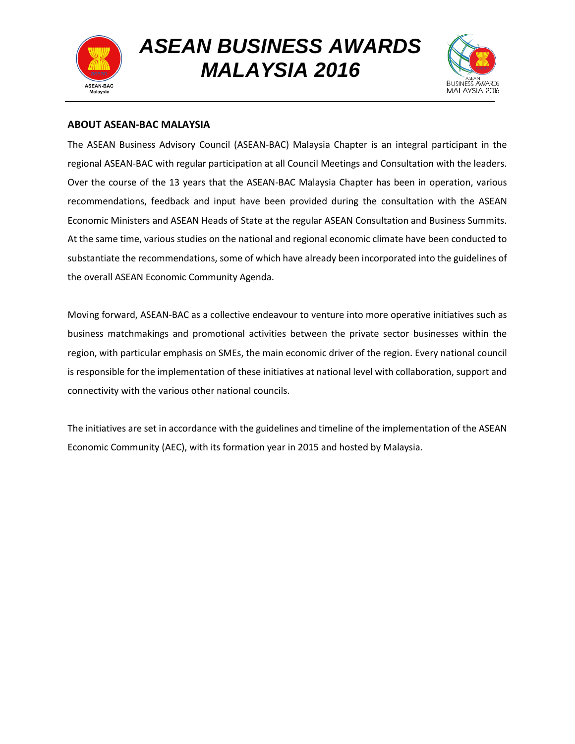## ABOUT ASEAN-BAC MALAYSIA

The ASEAN Business Advisory Council (ASEAN-BAC) Malaysia Chapter is an integral participant in the regional ASEAN-BAC with regular participation at all Council Meetings and Consultation with the leaders. Over the course of the 13 years that the ASEAN-BAC Malaysia Chapter has been in operation, various recommendations, feedback and input have been provided during the consultation with the ASEAN Economic Ministers and ASEAN Heads of State at the regular ASEAN Consultation and Business Summits. At the same time, various studies on the national and regional economic climate have been conducted to substantiate the recommendations, some of which have already been incorporated into the guidelines of the overall ASEAN Economic Community Agenda.

Moving forward, ASEAN-BAC as a collective endeavour to venture into more operative initiatives such as business matchmakings and promotional activities between the private sector businesses within the region, with particular emphasis on SMEs, the main economic driver of the region. Every national council is responsible for the implementation of these initiatives at national level with collaboration, support and connectivity with the various other national councils.

The initiatives are set in accordance with the guidelines and timeline of the implementation of the ASEAN Economic Community (AEC), with its formation year in 2015 and hosted by Malaysia.